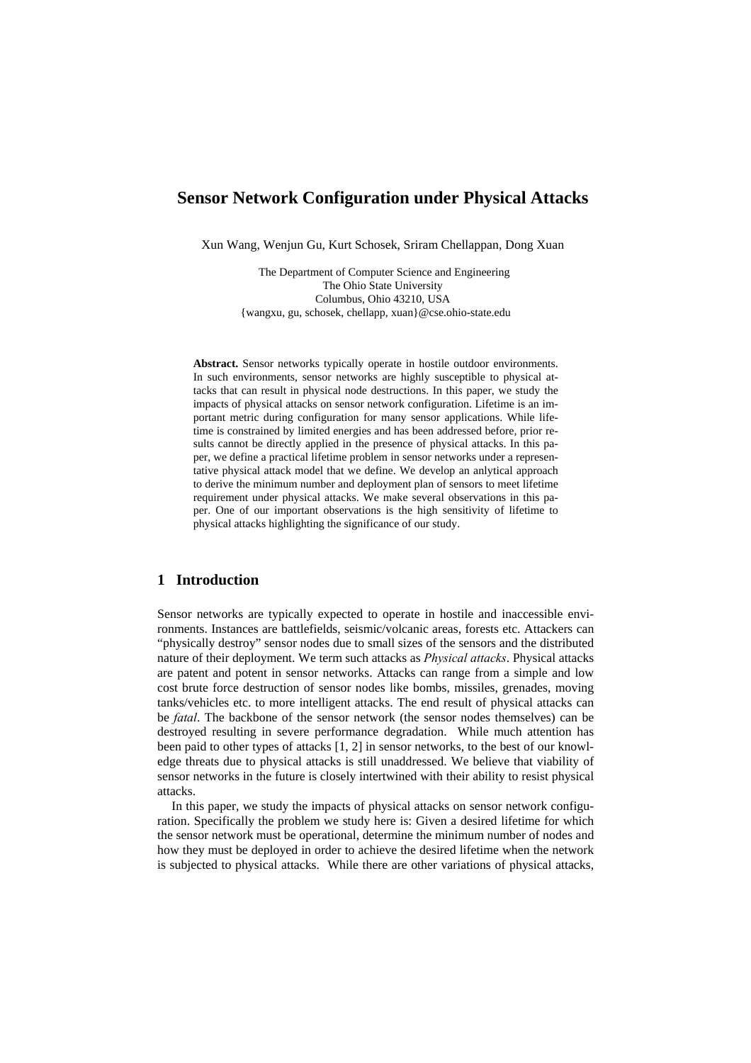# Sensor Network Configuration under Physical Attacks

Xun Wang, Wenjun Gu, Kurt Schosek, Sriram Chellappan, Dong Xuan

The Department of Computer Science and Engineering
The Ohio State University
Columbus, Ohio 43210, USA
{wangxu, gu, schosek, chellapp, xuan}@cse.ohio-state.edu

**Abstract.** Sensor networks typically operate in hostile outdoor environments. In such environments, sensor networks are highly susceptible to physical attacks that can result in physical node destructions. In this paper, we study the impacts of physical attacks on sensor network configuration. Lifetime is an important metric during configuration for many sensor applications. While lifetime is constrained by limited energies and has been addressed before, prior results cannot be directly applied in the presence of physical attacks. In this paper, we define a practical lifetime problem in sensor networks under a representative physical attack model that we define. We develop an anlytical approach to derive the minimum number and deployment plan of sensors to meet lifetime requirement under physical attacks. We make several observations in this paper. One of our important observations is the high sensitivity of lifetime to physical attacks highlighting the significance of our study.

## 1 Introduction

Sensor networks are typically expected to operate in hostile and inaccessible environments. Instances are battlefields, seismic/volcanic areas, forests etc. Attackers can "physically destroy" sensor nodes due to small sizes of the sensors and the distributed nature of their deployment. We term such attacks as *Physical attacks*. Physical attacks are patent and potent in sensor networks. Attacks can range from a simple and low cost brute force destruction of sensor nodes like bombs, missiles, grenades, moving tanks/vehicles etc. to more intelligent attacks. The end result of physical attacks can be *fatal*. The backbone of the sensor network (the sensor nodes themselves) can be destroyed resulting in severe performance degradation. While much attention has been paid to other types of attacks [1, 2] in sensor networks, to the best of our knowledge threats due to physical attacks is still unaddressed. We believe that viability of sensor networks in the future is closely intertwined with their ability to resist physical attacks.

In this paper, we study the impacts of physical attacks on sensor network configuration. Specifically the problem we study here is: Given a desired lifetime for which the sensor network must be operational, determine the minimum number of nodes and how they must be deployed in order to achieve the desired lifetime when the network is subjected to physical attacks. While there are other variations of physical attacks,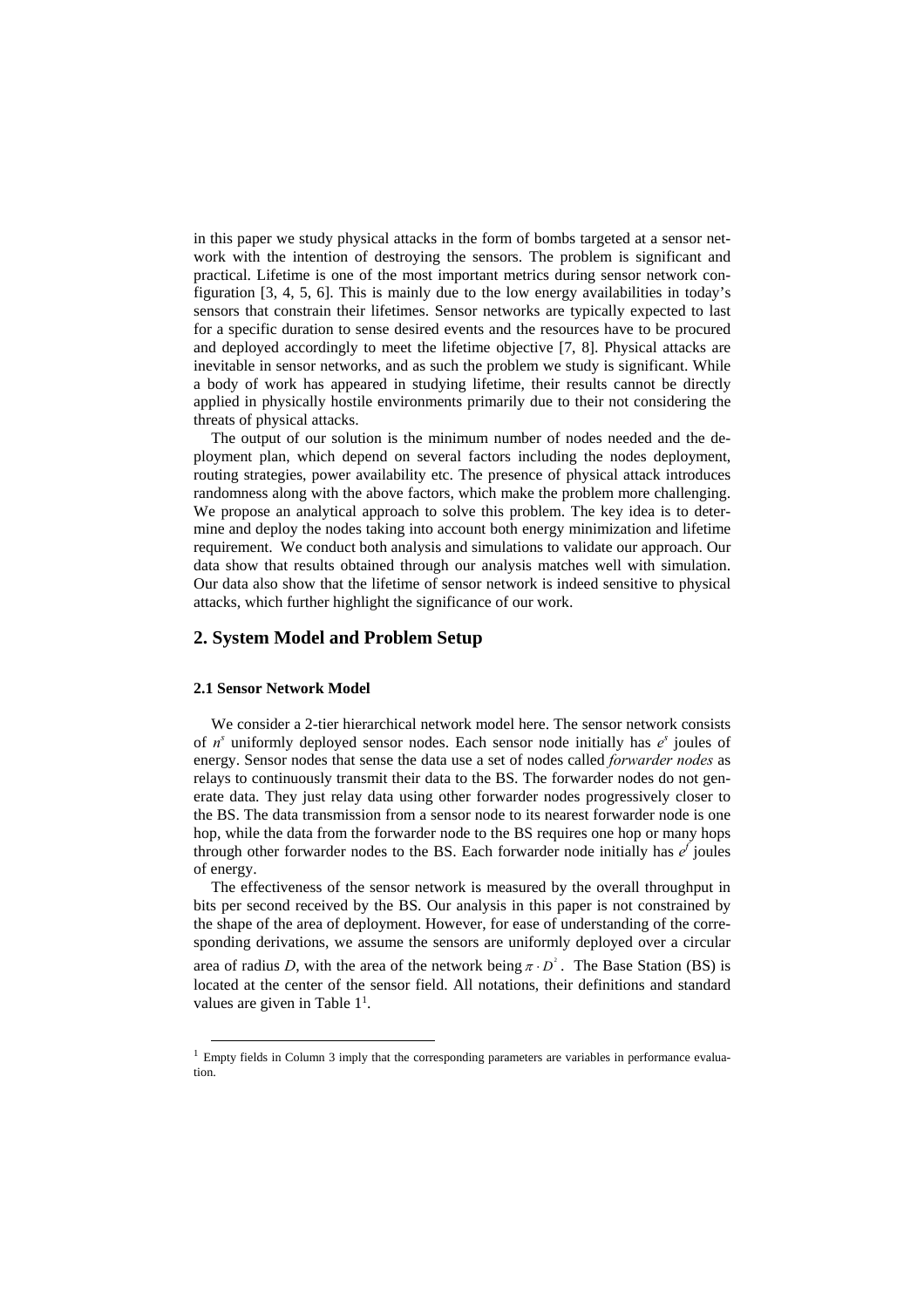in this paper we study physical attacks in the form of bombs targeted at a sensor network with the intention of destroying the sensors. The problem is significant and practical. Lifetime is one of the most important metrics during sensor network configuration [3, 4, 5, 6]. This is mainly due to the low energy availabilities in today's sensors that constrain their lifetimes. Sensor networks are typically expected to last for a specific duration to sense desired events and the resources have to be procured and deployed accordingly to meet the lifetime objective [7, 8]. Physical attacks are inevitable in sensor networks, and as such the problem we study is significant. While a body of work has appeared in studying lifetime, their results cannot be directly applied in physically hostile environments primarily due to their not considering the threats of physical attacks.

The output of our solution is the minimum number of nodes needed and the deployment plan, which depend on several factors including the nodes deployment, routing strategies, power availability etc. The presence of physical attack introduces randomness along with the above factors, which make the problem more challenging. We propose an analytical approach to solve this problem. The key idea is to determine and deploy the nodes taking into account both energy minimization and lifetime requirement. We conduct both analysis and simulations to validate our approach. Our data show that results obtained through our analysis matches well with simulation. Our data also show that the lifetime of sensor network is indeed sensitive to physical attacks, which further highlight the significance of our work.

## 2. System Model and Problem Setup

### 2.1 Sensor Network Model

We consider a 2-tier hierarchical network model here. The sensor network consists of $n^s$ uniformly deployed sensor nodes. Each sensor node initially has $e^s$ joules of energy. Sensor nodes that sense the data use a set of nodes called *forwarder nodes* as relays to continuously transmit their data to the BS. The forwarder nodes do not generate data. They just relay data using other forwarder nodes progressively closer to the BS. The data transmission from a sensor node to its nearest forwarder node is one hop, while the data from the forwarder node to the BS requires one hop or many hops through other forwarder nodes to the BS. Each forwarder node initially has $e^f$ joules of energy.

The effectiveness of the sensor network is measured by the overall throughput in bits per second received by the BS. Our analysis in this paper is not constrained by the shape of the area of deployment. However, for ease of understanding of the corresponding derivations, we assume the sensors are uniformly deployed over a circular area of radius $D$, with the area of the network being $\pi \cdot D^2$. The Base Station (BS) is located at the center of the sensor field. All notations, their definitions and standard values are given in Table 1[1].

[1] Empty fields in Column 3 imply that the corresponding parameters are variables in performance evaluation.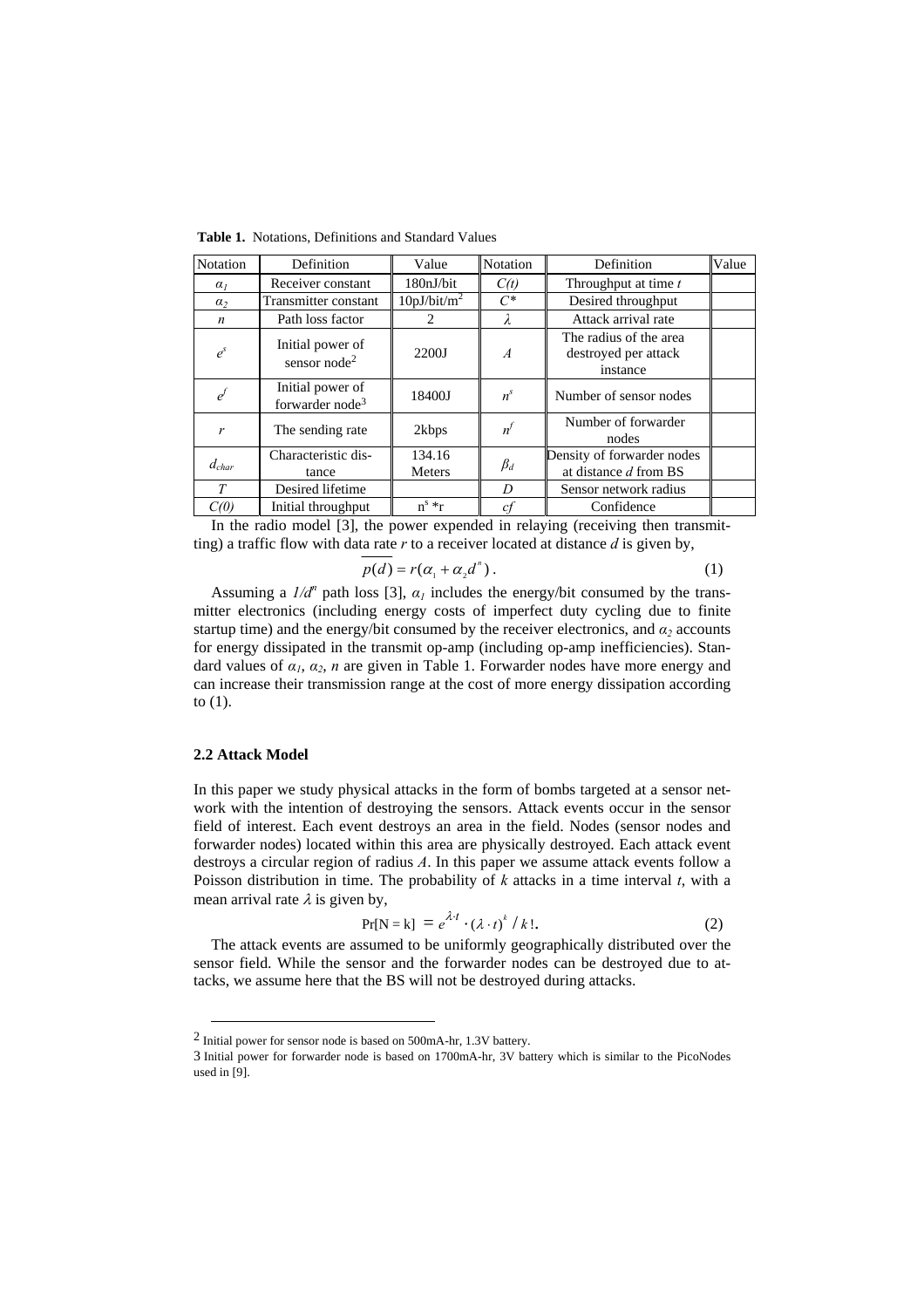**Table 1.** Notations, Definitions and Standard Values

| Notation | Definition | Value | Notation | Definition | Value |
|---|---|---|---|---|---|
| $\alpha_1$ | Receiver constant | 180nJ/bit | $C(t)$ | Throughput at time $t$ | |
| $\alpha_2$ | Transmitter constant | 10pJ/bit/m[2] | $C^*$ | Desired throughput | |
| $n$ | Path loss factor | 2 | $\lambda$ | Attack arrival rate | |
| $e^s$ | Initial power of sensor node[2] | 2200J | $A$ | The radius of the area destroyed per attack instance | |
| $e^f$ | Initial power of forwarder node[3] | 18400J | $n^s$ | Number of sensor nodes | |
| $r$ | The sending rate | 2kbps | $n^f$ | Number of forwarder nodes | |
| $d_{char}$ | Characteristic distance | 134.16 Meters | $\beta_d$ | Density of forwarder nodes at distance $d$ from BS | |
| $T$ | Desired lifetime | | $D$ | Sensor network radius | |
| $C(0)$ | Initial throughput | $n^s * r$ | $cf$ | Confidence | |

In the radio model [3], the power expended in relaying (receiving then transmitting) a traffic flow with data rate $r$ to a receiver located at distance $d$ is given by,

$$\overline{p(d)} = r(\alpha_1 + \alpha_2 d^n)\,. \tag{1}$$

Assuming a $1/d^n$ path loss [3], $\alpha_1$ includes the energy/bit consumed by the transmitter electronics (including energy costs of imperfect duty cycling due to finite startup time) and the energy/bit consumed by the receiver electronics, and $\alpha_2$ accounts for energy dissipated in the transmit op-amp (including op-amp inefficiencies). Standard values of $\alpha_1$, $\alpha_2$, $n$ are given in Table 1. Forwarder nodes have more energy and can increase their transmission range at the cost of more energy dissipation according to (1).

### 2.2 Attack Model

In this paper we study physical attacks in the form of bombs targeted at a sensor network with the intention of destroying the sensors. Attack events occur in the sensor field of interest. Each event destroys an area in the field. Nodes (sensor nodes and forwarder nodes) located within this area are physically destroyed. Each attack event destroys a circular region of radius $A$. In this paper we assume attack events follow a Poisson distribution in time. The probability of $k$ attacks in a time interval $t$, with a mean arrival rate $\lambda$ is given by,

$$\Pr[N = k] = e^{\lambda \cdot t} \cdot (\lambda \cdot t)^k / k!\,. \tag{2}$$

The attack events are assumed to be uniformly geographically distributed over the sensor field. While the sensor and the forwarder nodes can be destroyed due to attacks, we assume here that the BS will not be destroyed during attacks.

---

2 Initial power for sensor node is based on 500mA-hr, 1.3V battery.

3 Initial power for forwarder node is based on 1700mA-hr, 3V battery which is similar to the PicoNodes used in [9].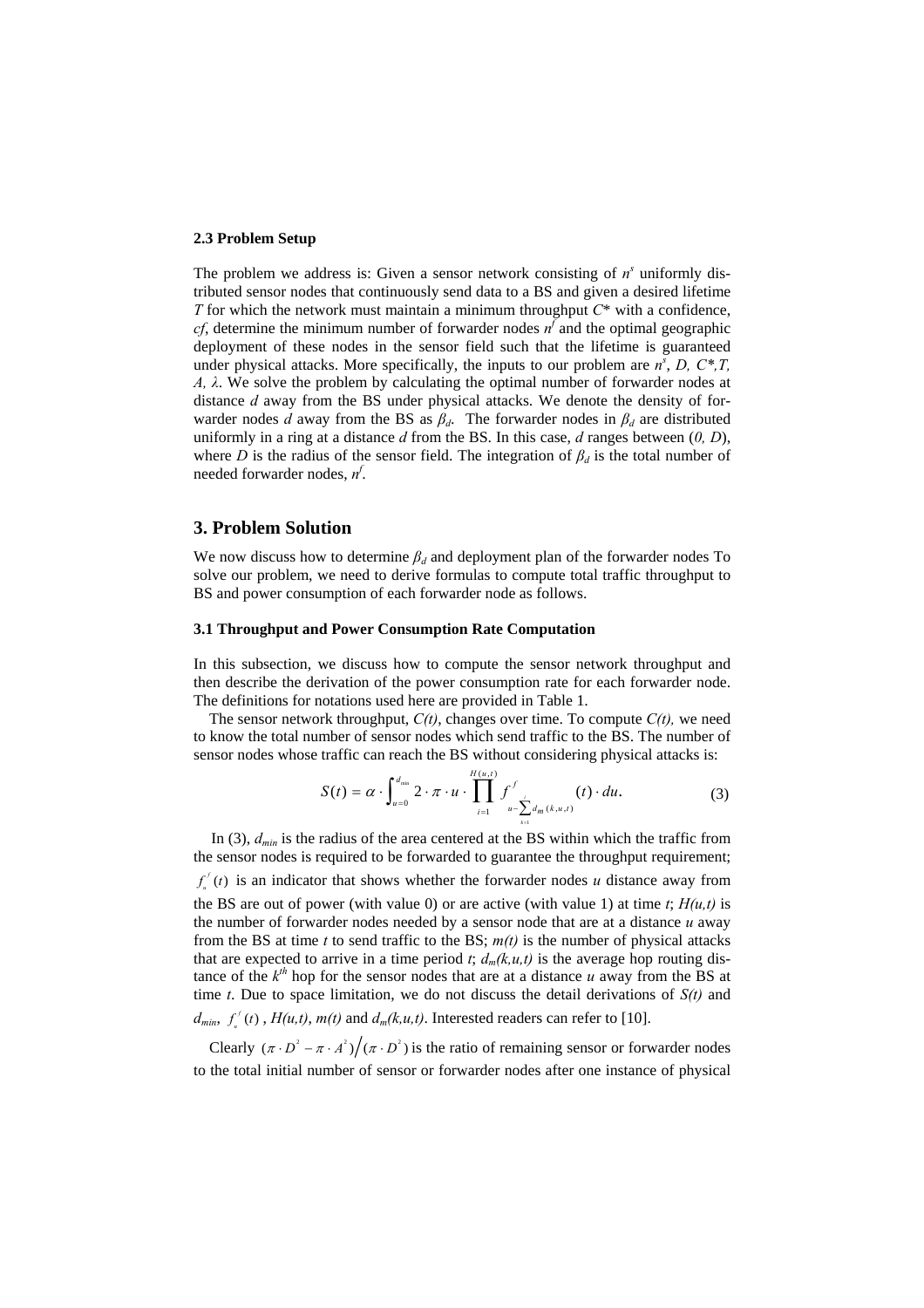### 2.3 Problem Setup

The problem we address is: Given a sensor network consisting of $n^s$ uniformly distributed sensor nodes that continuously send data to a BS and given a desired lifetime $T$ for which the network must maintain a minimum throughput $C^*$ with a confidence, $cf$, determine the minimum number of forwarder nodes $n^f$ and the optimal geographic deployment of these nodes in the sensor field such that the lifetime is guaranteed under physical attacks. More specifically, the inputs to our problem are $n^s$, $D$, $C^*$, $T$, $A$, $\lambda$. We solve the problem by calculating the optimal number of forwarder nodes at distance $d$ away from the BS under physical attacks. We denote the density of forwarder nodes $d$ away from the BS as $\beta_d$. The forwarder nodes in $\beta_d$ are distributed uniformly in a ring at a distance $d$ from the BS. In this case, $d$ ranges between $(0, D)$, where $D$ is the radius of the sensor field. The integration of $\beta_d$ is the total number of needed forwarder nodes, $n^f$.

## 3. Problem Solution

We now discuss how to determine $\beta_d$ and deployment plan of the forwarder nodes To solve our problem, we need to derive formulas to compute total traffic throughput to BS and power consumption of each forwarder node as follows.

### 3.1 Throughput and Power Consumption Rate Computation

In this subsection, we discuss how to compute the sensor network throughput and then describe the derivation of the power consumption rate for each forwarder node. The definitions for notations used here are provided in Table 1.

The sensor network throughput, $C(t)$, changes over time. To compute $C(t)$, we need to know the total number of sensor nodes which send traffic to the BS. The number of sensor nodes whose traffic can reach the BS without considering physical attacks is:

$$S(t) = \alpha \cdot \int_{u=0}^{d_{min}} 2 \cdot \pi \cdot u \cdot \prod_{i=1}^{H(u,t)} f^{f}_{u-\sum_{k=1}^{i} d_m(k,u,t)}(t) \cdot du. \tag{3}$$

In (3), $d_{min}$ is the radius of the area centered at the BS within which the traffic from the sensor nodes is required to be forwarded to guarantee the throughput requirement; $f_u^f(t)$ is an indicator that shows whether the forwarder nodes $u$ distance away from the BS are out of power (with value 0) or are active (with value 1) at time $t$; $H(u,t)$ is the number of forwarder nodes needed by a sensor node that are at a distance $u$ away from the BS at time $t$ to send traffic to the BS; $m(t)$ is the number of physical attacks that are expected to arrive in a time period $t$; $d_m(k,u,t)$ is the average hop routing distance of the $k^{th}$ hop for the sensor nodes that are at a distance $u$ away from the BS at time $t$. Due to space limitation, we do not discuss the detail derivations of $S(t)$ and $d_{min}$, $f_u^f(t)$, $H(u,t)$, $m(t)$ and $d_m(k,u,t)$. Interested readers can refer to [10].

Clearly $(\pi \cdot D^2 - \pi \cdot A^2)/(\pi \cdot D^2)$ is the ratio of remaining sensor or forwarder nodes to the total initial number of sensor or forwarder nodes after one instance of physical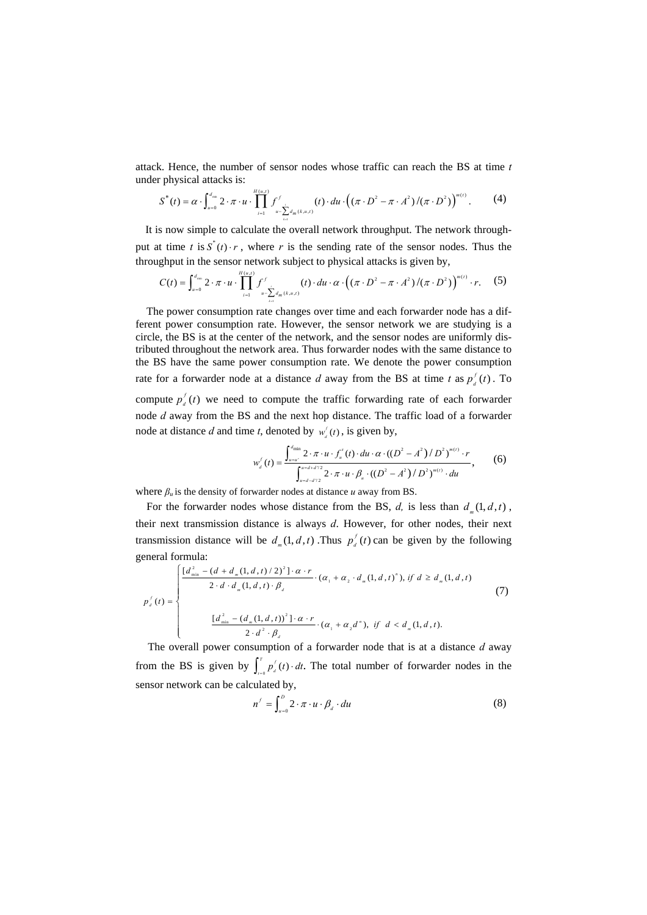attack. Hence, the number of sensor nodes whose traffic can reach the BS at time $t$ under physical attacks is:

$$S^*(t) = \alpha \cdot \int_{u=0}^{d_{\min}} 2 \cdot \pi \cdot u \cdot \prod_{i=1}^{H(u,t)} f^f_{u-\sum_{k=1}^{i} d_m(k,u,t)}(t) \cdot du \cdot \left( (\pi \cdot D^2 - \pi \cdot A^2) / (\pi \cdot D^2) \right)^{m(t)}. \quad (4)$$

It is now simple to calculate the overall network throughput. The network throughput at time $t$ is $S^*(t) \cdot r$, where $r$ is the sending rate of the sensor nodes. Thus the throughput in the sensor network subject to physical attacks is given by,

$$C(t) = \int_{u=0}^{d_{\min}} 2 \cdot \pi \cdot u \cdot \prod_{i=1}^{H(u,t)} f^f_{u-\sum_{k=1}^{i} d_m(k,u,t)}(t) \cdot du \cdot \alpha \cdot \left( (\pi \cdot D^2 - \pi \cdot A^2) / (\pi \cdot D^2) \right)^{m(t)} \cdot r. \quad (5)$$

The power consumption rate changes over time and each forwarder node has a different power consumption rate. However, the sensor network we are studying is a circle, the BS is at the center of the network, and the sensor nodes are uniformly distributed throughout the network area. Thus forwarder nodes with the same distance to the BS have the same power consumption rate. We denote the power consumption rate for a forwarder node at a distance $d$ away from the BS at time $t$ as $p^f_d(t)$. To compute $p^f_d(t)$ we need to compute the traffic forwarding rate of each forwarder node $d$ away from the BS and the next hop distance. The traffic load of a forwarder node at distance $d$ and time $t$, denoted by $w^f_d(t)$, is given by,

$$w^f_d(t) = \frac{\int_{u=u'}^{d_{\min}} 2 \cdot \pi \cdot u \cdot f^s_u(t) \cdot du \cdot \alpha \cdot \left( (D^2 - A^2) / D^2 \right)^{m(t)} \cdot r}{\int_{u=d-d'/2}^{u=d+d'/2} 2 \cdot \pi \cdot u \cdot \beta_u \cdot \left( (D^2 - A^2) / D^2 \right)^{m(t)} \cdot du}, \quad (6)$$

where $\beta_u$ is the density of forwarder nodes at distance $u$ away from BS.

For the forwarder nodes whose distance from the BS, $d$, is less than $d_m(1,d,t)$, their next transmission distance is always $d$. However, for other nodes, their next transmission distance will be $d_m(1,d,t)$. Thus $p^f_d(t)$ can be given by the following general formula:

$$p^f_d(t) = \begin{cases} \dfrac{[d^2_{\min} - (d + d_m(1,d,t)/2)^2] \cdot \alpha \cdot r}{2 \cdot d \cdot d_m(1,d,t) \cdot \beta_d} \cdot (\alpha_1 + \alpha_2 \cdot d_m(1,d,t)^n), & \text{if } d \geq d_m(1,d,t) \\[2ex] \dfrac{[d^2_{\min} - (d_m(1,d,t))^2] \cdot \alpha \cdot r}{2 \cdot d^2 \cdot \beta_d} \cdot (\alpha_1 + \alpha_2 d^n), & \text{if } d < d_m(1,d,t). \end{cases} \quad (7)$$

The overall power consumption of a forwarder node that is at a distance $d$ away from the BS is given by $\int_{t=0}^{T} p^f_d(t) \cdot dt$. The total number of forwarder nodes in the sensor network can be calculated by,

$$n^f = \int_{u=0}^{D} 2 \cdot \pi \cdot u \cdot \beta_d \cdot du \quad (8)$$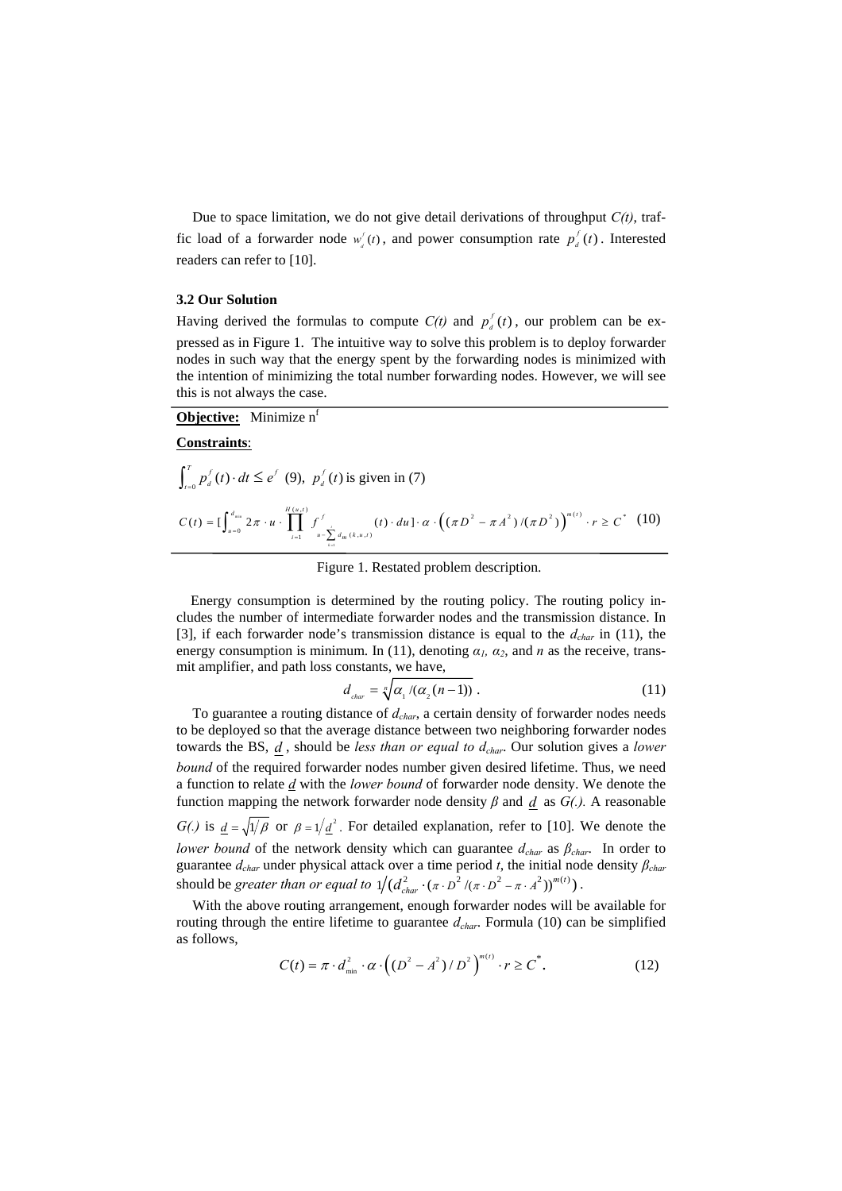Due to space limitation, we do not give detail derivations of throughput $C(t)$, traffic load of a forwarder node $w_d^f(t)$, and power consumption rate $p_d^f(t)$. Interested readers can refer to [10].

### 3.2 Our Solution

Having derived the formulas to compute $C(t)$ and $p_d^f(t)$, our problem can be expressed as in Figure 1. The intuitive way to solve this problem is to deploy forwarder nodes in such way that the energy spent by the forwarding nodes is minimized with the intention of minimizing the total number forwarding nodes. However, we will see this is not always the case.

**Objective:** Minimize $n^f$

**Constraints**:

$\int_{t=0}^{T} p_d^f(t) \cdot dt \leq e^f$ (9), $p_d^f(t)$ is given in (7)

$$C(t) = [\int_{u=0}^{d_{\min}} 2\pi \cdot u \cdot \prod_{i=1}^{H(u,t)} f^{f}_{u-\sum_{k=1}^{i} d_{hi}(k,u,t)}(t) \cdot du] \cdot \alpha \cdot \left( (\pi D^2 - \pi A^2)/(\pi D^2) \right)^{m(t)} \cdot r \geq C^* \quad (10)$$

Figure 1. Restated problem description.

Energy consumption is determined by the routing policy. The routing policy includes the number of intermediate forwarder nodes and the transmission distance. In [3], if each forwarder node's transmission distance is equal to the $d_{char}$ in (11), the energy consumption is minimum. In (11), denoting $\alpha_1$, $\alpha_2$, and $n$ as the receive, transmit amplifier, and path loss constants, we have,

$$d_{char} = \sqrt[n]{\alpha_1 / (\alpha_2 (n-1))} \,. \quad (11)$$

To guarantee a routing distance of $d_{char}$, a certain density of forwarder nodes needs to be deployed so that the average distance between two neighboring forwarder nodes towards the BS, $\underline{d}$, should be *less than or equal to* $d_{char}$. Our solution gives a *lower bound* of the required forwarder nodes number given desired lifetime. Thus, we need a function to relate $\underline{d}$ with the *lower bound* of forwarder node density. We denote the function mapping the network forwarder node density $\beta$ and $\underline{d}$ as $G(.)$. A reasonable $G(.)$ is $\underline{d} = \sqrt{1/\beta}$ or $\beta = 1/\underline{d}^2$. For detailed explanation, refer to [10]. We denote the *lower bound* of the network density which can guarantee $d_{char}$ as $\beta_{char}$. In order to guarantee $d_{char}$ under physical attack over a time period $t$, the initial node density $\beta_{char}$ should be *greater than or equal to* $1 / \left( d_{char}^2 \cdot (\pi \cdot D^2 / (\pi \cdot D^2 - \pi \cdot A^2))^{m(t)} \right)$.

With the above routing arrangement, enough forwarder nodes will be available for routing through the entire lifetime to guarantee $d_{char}$. Formula (10) can be simplified as follows,

$$C(t) = \pi \cdot d_{\min}^2 \cdot \alpha \cdot \left( (D^2 - A^2)/D^2 \right)^{m(t)} \cdot r \geq C^* . \quad (12)$$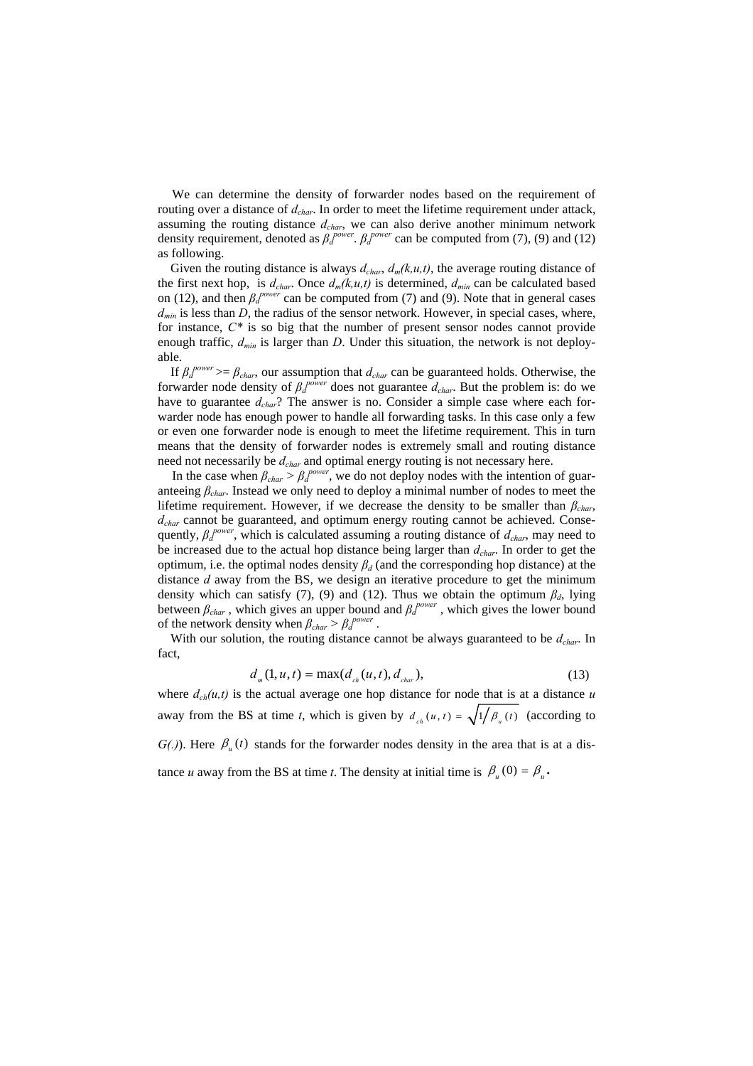We can determine the density of forwarder nodes based on the requirement of routing over a distance of $d_{char}$. In order to meet the lifetime requirement under attack, assuming the routing distance $d_{char}$, we can also derive another minimum network density requirement, denoted as $\beta_d^{power}$. $\beta_d^{power}$ can be computed from (7), (9) and (12) as following.

Given the routing distance is always $d_{char}$, $d_m(k,u,t)$, the average routing distance of the first next hop, is $d_{char}$. Once $d_m(k,u,t)$ is determined, $d_{min}$ can be calculated based on (12), and then $\beta_d^{power}$ can be computed from (7) and (9). Note that in general cases $d_{min}$ is less than $D$, the radius of the sensor network. However, in special cases, where, for instance, $C^*$ is so big that the number of present sensor nodes cannot provide enough traffic, $d_{min}$ is larger than $D$. Under this situation, the network is not deployable.

If $\beta_d^{power} >= \beta_{char}$, our assumption that $d_{char}$ can be guaranteed holds. Otherwise, the forwarder node density of $\beta_d^{power}$ does not guarantee $d_{char}$. But the problem is: do we have to guarantee $d_{char}$? The answer is no. Consider a simple case where each forwarder node has enough power to handle all forwarding tasks. In this case only a few or even one forwarder node is enough to meet the lifetime requirement. This in turn means that the density of forwarder nodes is extremely small and routing distance need not necessarily be $d_{char}$ and optimal energy routing is not necessary here.

In the case when $\beta_{char} > \beta_d^{power}$, we do not deploy nodes with the intention of guaranteeing $\beta_{char}$. Instead we only need to deploy a minimal number of nodes to meet the lifetime requirement. However, if we decrease the density to be smaller than $\beta_{char}$, $d_{char}$ cannot be guaranteed, and optimum energy routing cannot be achieved. Consequently, $\beta_d^{power}$, which is calculated assuming a routing distance of $d_{char}$, may need to be increased due to the actual hop distance being larger than $d_{char}$. In order to get the optimum, i.e. the optimal nodes density $\beta_d$ (and the corresponding hop distance) at the distance $d$ away from the BS, we design an iterative procedure to get the minimum density which can satisfy (7), (9) and (12). Thus we obtain the optimum $\beta_d$, lying between $\beta_{char}$ , which gives an upper bound and $\beta_d^{power}$ , which gives the lower bound of the network density when $\beta_{char} > \beta_d^{power}$ .

With our solution, the routing distance cannot be always guaranteed to be $d_{char}$. In fact,

$$d_m(1,u,t) = \max(d_{ch}(u,t), d_{char}), \tag{13}$$

where $d_{ch}(u,t)$ is the actual average one hop distance for node that is at a distance $u$ away from the BS at time $t$, which is given by $d_{ch}(u,t) = \sqrt{1/\beta_u(t)}$ (according to $G(.)$). Here $\beta_u(t)$ stands for the forwarder nodes density in the area that is at a distance $u$ away from the BS at time $t$. The density at initial time is $\beta_u(0) = \beta_u$.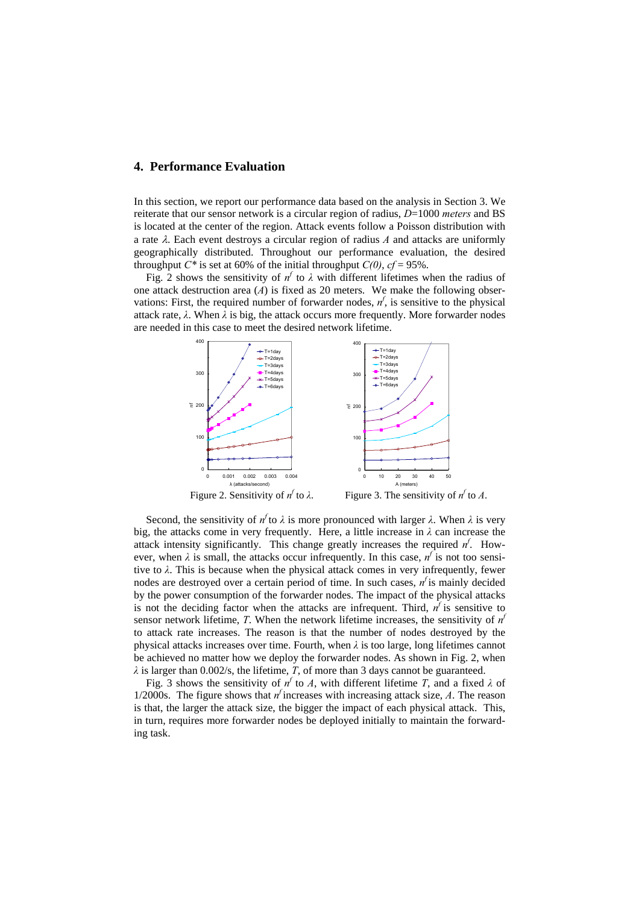## 4. Performance Evaluation

In this section, we report our performance data based on the analysis in Section 3. We reiterate that our sensor network is a circular region of radius, $D$=1000 *meters* and BS is located at the center of the region. Attack events follow a Poisson distribution with a rate $\lambda$. Each event destroys a circular region of radius $A$ and attacks are uniformly geographically distributed. Throughout our performance evaluation, the desired throughput $C^*$ is set at 60% of the initial throughput $C(0)$, $cf$ = 95%.

Fig. 2 shows the sensitivity of $n^f$ to $\lambda$ with different lifetimes when the radius of one attack destruction area ($A$) is fixed as 20 meters. We make the following observations: First, the required number of forwarder nodes, $n^f$, is sensitive to the physical attack rate, $\lambda$. When $\lambda$ is big, the attack occurs more frequently. More forwarder nodes are needed in this case to meet the desired network lifetime.

Figure 2. Sensitivity of $n^f$ to $\lambda$.

Figure 3. The sensitivity of $n^f$ to $A$.

Second, the sensitivity of $n^f$ to $\lambda$ is more pronounced with larger $\lambda$. When $\lambda$ is very big, the attacks come in very frequently. Here, a little increase in $\lambda$ can increase the attack intensity significantly. This change greatly increases the required $n^f$. However, when $\lambda$ is small, the attacks occur infrequently. In this case, $n^f$ is not too sensitive to $\lambda$. This is because when the physical attack comes in very infrequently, fewer nodes are destroyed over a certain period of time. In such cases, $n^f$ is mainly decided by the power consumption of the forwarder nodes. The impact of the physical attacks is not the deciding factor when the attacks are infrequent. Third, $n^f$ is sensitive to sensor network lifetime, $T$. When the network lifetime increases, the sensitivity of $n^f$ to attack rate increases. The reason is that the number of nodes destroyed by the physical attacks increases over time. Fourth, when $\lambda$ is too large, long lifetimes cannot be achieved no matter how we deploy the forwarder nodes. As shown in Fig. 2, when $\lambda$ is larger than 0.002/s, the lifetime, $T$, of more than 3 days cannot be guaranteed.

Fig. 3 shows the sensitivity of $n^f$ to $A$, with different lifetime $T$, and a fixed $\lambda$ of 1/2000s. The figure shows that $n^f$ increases with increasing attack size, $A$. The reason is that, the larger the attack size, the bigger the impact of each physical attack. This, in turn, requires more forwarder nodes be deployed initially to maintain the forwarding task.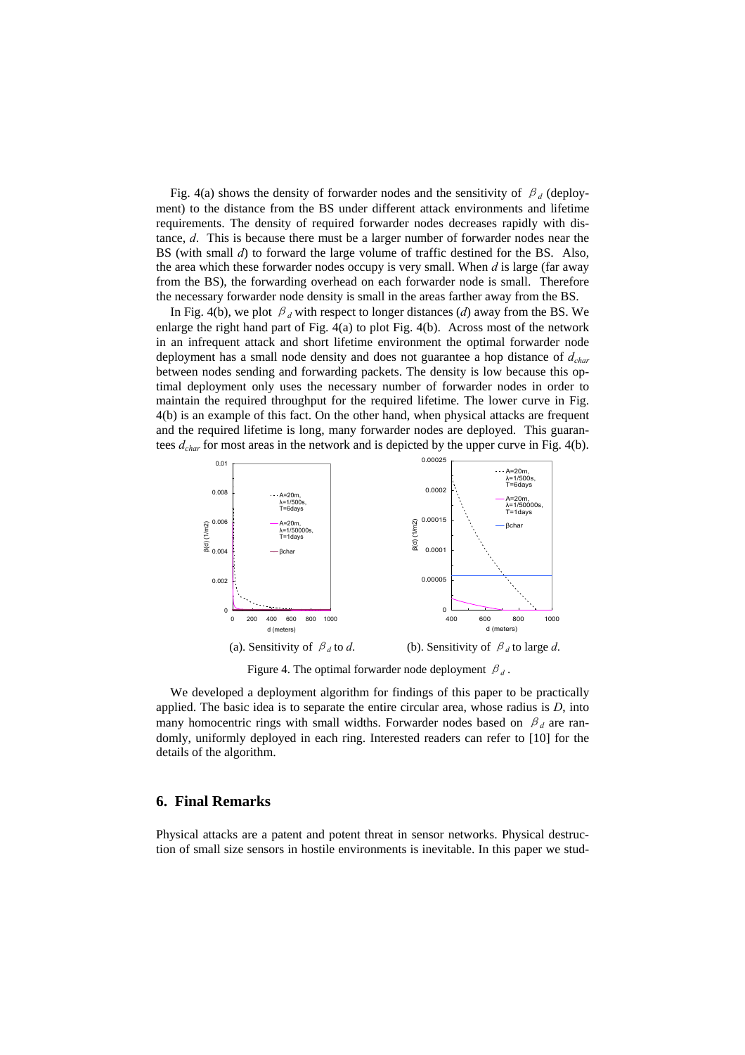Fig. 4(a) shows the density of forwarder nodes and the sensitivity of $\beta_d$ (deployment) to the distance from the BS under different attack environments and lifetime requirements. The density of required forwarder nodes decreases rapidly with distance, *d*. This is because there must be a larger number of forwarder nodes near the BS (with small *d*) to forward the large volume of traffic destined for the BS. Also, the area which these forwarder nodes occupy is very small. When *d* is large (far away from the BS), the forwarding overhead on each forwarder node is small. Therefore the necessary forwarder node density is small in the areas farther away from the BS.

In Fig. 4(b), we plot $\beta_d$ with respect to longer distances (*d*) away from the BS. We enlarge the right hand part of Fig. 4(a) to plot Fig. 4(b). Across most of the network in an infrequent attack and short lifetime environment the optimal forwarder node deployment has a small node density and does not guarantee a hop distance of $d_{char}$ between nodes sending and forwarding packets. The density is low because this optimal deployment only uses the necessary number of forwarder nodes in order to maintain the required throughput for the required lifetime. The lower curve in Fig. 4(b) is an example of this fact. On the other hand, when physical attacks are frequent and the required lifetime is long, many forwarder nodes are deployed. This guarantees $d_{char}$ for most areas in the network and is depicted by the upper curve in Fig. 4(b).

(a). Sensitivity of $\beta_d$ to *d*.

(b). Sensitivity of $\beta_d$ to large *d*.

Figure 4. The optimal forwarder node deployment $\beta_d$.

We developed a deployment algorithm for findings of this paper to be practically applied. The basic idea is to separate the entire circular area, whose radius is *D*, into many homocentric rings with small widths. Forwarder nodes based on $\beta_d$ are randomly, uniformly deployed in each ring. Interested readers can refer to [10] for the details of the algorithm.

## 6. Final Remarks

Physical attacks are a patent and potent threat in sensor networks. Physical destruction of small size sensors in hostile environments is inevitable. In this paper we stud-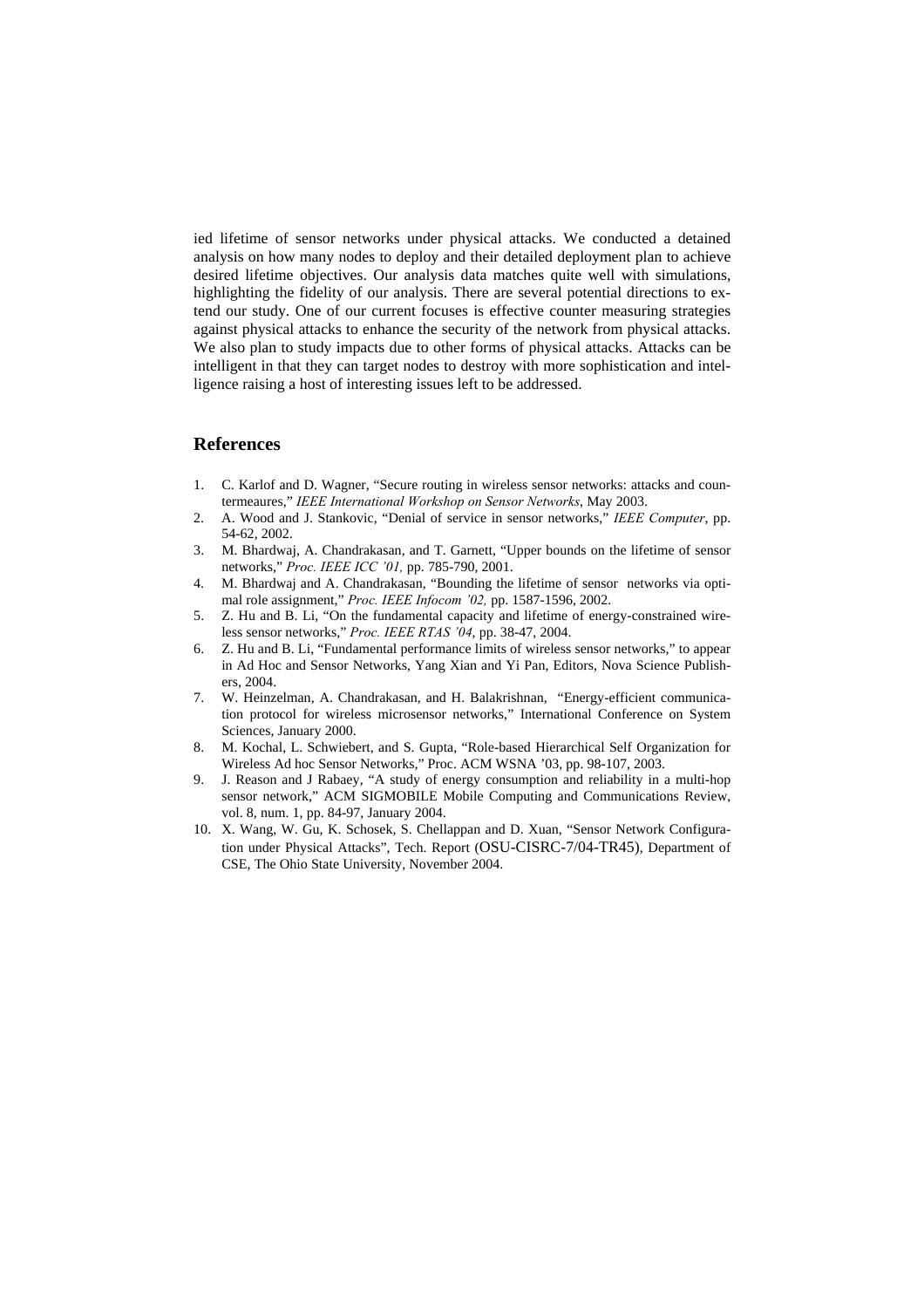ied lifetime of sensor networks under physical attacks. We conducted a detained analysis on how many nodes to deploy and their detailed deployment plan to achieve desired lifetime objectives. Our analysis data matches quite well with simulations, highlighting the fidelity of our analysis. There are several potential directions to extend our study. One of our current focuses is effective counter measuring strategies against physical attacks to enhance the security of the network from physical attacks. We also plan to study impacts due to other forms of physical attacks. Attacks can be intelligent in that they can target nodes to destroy with more sophistication and intelligence raising a host of interesting issues left to be addressed.

## References

1. C. Karlof and D. Wagner, "Secure routing in wireless sensor networks: attacks and countermeaures," *IEEE International Workshop on Sensor Networks*, May 2003.
2. A. Wood and J. Stankovic, "Denial of service in sensor networks," *IEEE Computer*, pp. 54-62, 2002.
3. M. Bhardwaj, A. Chandrakasan, and T. Garnett, "Upper bounds on the lifetime of sensor networks," *Proc. IEEE ICC '01,* pp. 785-790, 2001.
4. M. Bhardwaj and A. Chandrakasan, "Bounding the lifetime of sensor networks via optimal role assignment," *Proc. IEEE Infocom '02,* pp. 1587-1596, 2002.
5. Z. Hu and B. Li, "On the fundamental capacity and lifetime of energy-constrained wireless sensor networks," *Proc. IEEE RTAS '04*, pp. 38-47, 2004.
6. Z. Hu and B. Li, "Fundamental performance limits of wireless sensor networks," to appear in Ad Hoc and Sensor Networks, Yang Xian and Yi Pan, Editors, Nova Science Publishers, 2004.
7. W. Heinzelman, A. Chandrakasan, and H. Balakrishnan, "Energy-efficient communication protocol for wireless microsensor networks," International Conference on System Sciences, January 2000.
8. M. Kochal, L. Schwiebert, and S. Gupta, "Role-based Hierarchical Self Organization for Wireless Ad hoc Sensor Networks," Proc. ACM WSNA '03, pp. 98-107, 2003.
9. J. Reason and J Rabaey, "A study of energy consumption and reliability in a multi-hop sensor network," ACM SIGMOBILE Mobile Computing and Communications Review, vol. 8, num. 1, pp. 84-97, January 2004.
10. X. Wang, W. Gu, K. Schosek, S. Chellappan and D. Xuan, "Sensor Network Configuration under Physical Attacks", Tech. Report (OSU-CISRC-7/04-TR45), Department of CSE, The Ohio State University, November 2004.